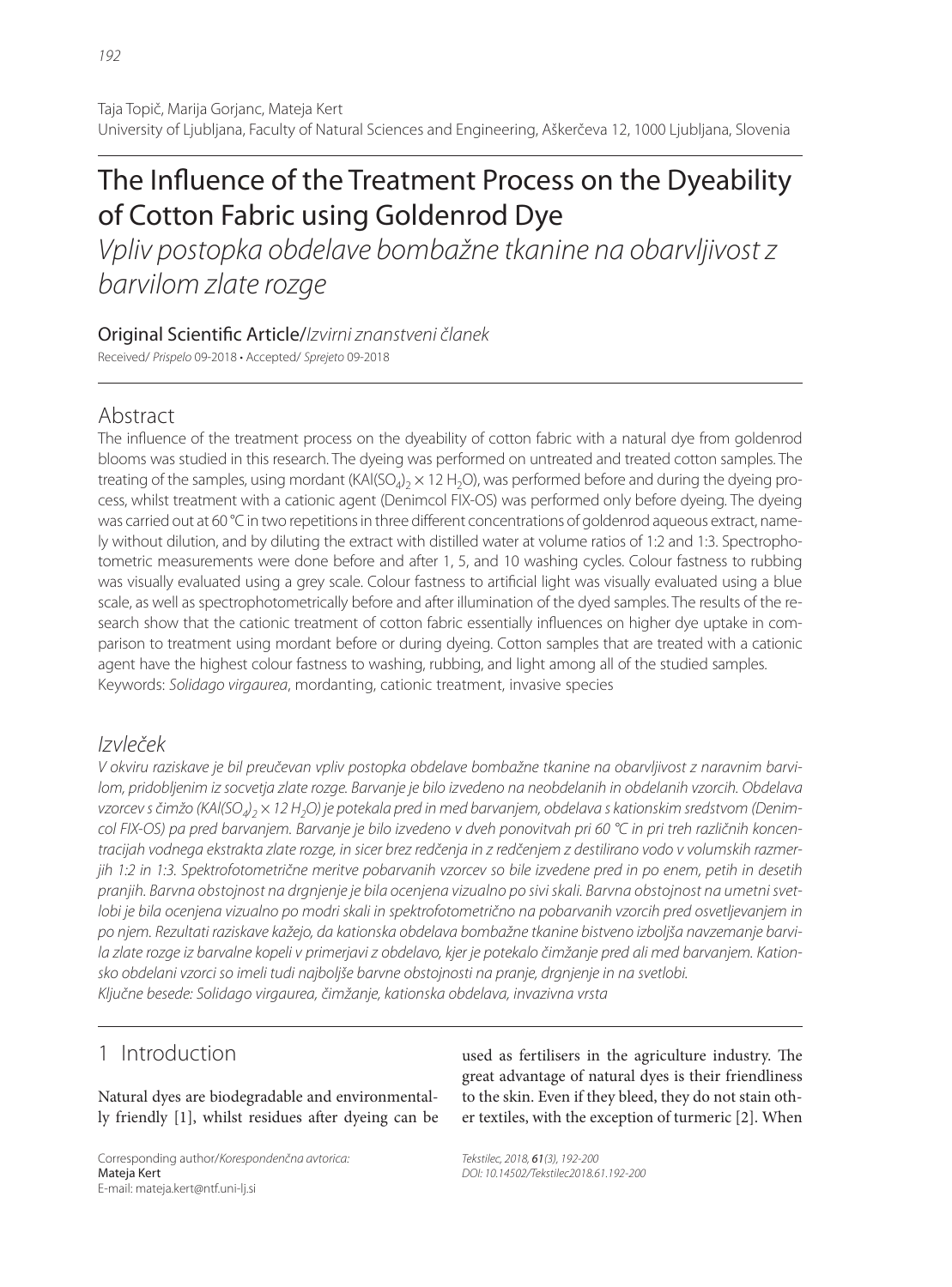Taja Topič, Marija Gorjanc, Mateja Kert
University of Ljubljana, Faculty of Natural Sciences and Engineering, Aškerčeva 12, 1000 Ljubljana, Slovenia

# The Influence of the Treatment Process on the Dyeability of Cotton Fabric using Goldenrod Dye

*Vpliv postopka obdelave bombažne tkanine na obarvljivost z barvilom zlate rozge*

Original Scientific Article/*Izvirni znanstveni članek*

Received/ *Prispelo* 09-2018 • Accepted/ *Sprejeto* 09-2018

## Abstract

The influence of the treatment process on the dyeability of cotton fabric with a natural dye from goldenrod blooms was studied in this research. The dyeing was performed on untreated and treated cotton samples. The treating of the samples, using mordant ($KAl(SO_4)_2 \times 12\ H_2O$), was performed before and during the dyeing process, whilst treatment with a cationic agent (Denimcol FIX-OS) was performed only before dyeing. The dyeing was carried out at 60 °C in two repetitions in three different concentrations of goldenrod aqueous extract, namely without dilution, and by diluting the extract with distilled water at volume ratios of 1:2 and 1:3. Spectrophotometric measurements were done before and after 1, 5, and 10 washing cycles. Colour fastness to rubbing was visually evaluated using a grey scale. Colour fastness to artificial light was visually evaluated using a blue scale, as well as spectrophotometrically before and after illumination of the dyed samples. The results of the research show that the cationic treatment of cotton fabric essentially influences on higher dye uptake in comparison to treatment using mordant before or during dyeing. Cotton samples that are treated with a cationic agent have the highest colour fastness to washing, rubbing, and light among all of the studied samples.

Keywords: *Solidago virgaurea*, mordanting, cationic treatment, invasive species

## *Izvleček*

*V okviru raziskave je bil preučevan vpliv postopka obdelave bombažne tkanine na obarvljivost z naravnim barvilom, pridobljenim iz socvetja zlate rozge. Barvanje je bilo izvedeno na neobdelanih in obdelanih vzorcih. Obdelava vzorcev s čimžo ($KAl(SO_4)_2 \times 12\ H_2O$) je potekala pred in med barvanjem, obdelava s kationskim sredstvom (Denimcol FIX-OS) pa pred barvanjem. Barvanje je bilo izvedeno v dveh ponovitvah pri 60 °C in pri treh različnih koncentracijah vodnega ekstrakta zlate rozge, in sicer brez redčenja in z redčenjem z destilirano vodo v volumskih razmerjih 1:2 in 1:3. Spektrofotometrične meritve pobarvanih vzorcev so bile izvedene pred in po enem, petih in desetih pranjih. Barvna obstojnost na drgnjenje je bila ocenjena vizualno po sivi skali. Barvna obstojnost na umetni svetlobi je bila ocenjena vizualno po modri skali in spektrofotometrično na pobarvanih vzorcih pred osvetljevanjem in po njem. Rezultati raziskave kažejo, da kationska obdelava bombažne tkanine bistveno izboljša navzemanje barvila zlate rozge iz barvalne kopeli v primerjavi z obdelavo, kjer je potekalo čimžanje pred ali med barvanjem. Kationsko obdelani vzorci so imeli tudi najboljše barvne obstojnosti na pranje, drgnjenje in na svetlobi.*

*Ključne besede: Solidago virgaurea, čimžanje, kationska obdelava, invazivna vrsta*

## 1 Introduction

Natural dyes are biodegradable and environmentally friendly [1], whilst residues after dyeing can be used as fertilisers in the agriculture industry. The great advantage of natural dyes is their friendliness to the skin. Even if they bleed, they do not stain other textiles, with the exception of turmeric [2]. When

Corresponding author/*Korespondenčna avtorica:*
Mateja Kert
E-mail: mateja.kert@ntf.uni-lj.si

*Tekstilec, 2018, 61(3), 192-200*
*DOI: 10.14502/Tekstilec2018.61.192-200*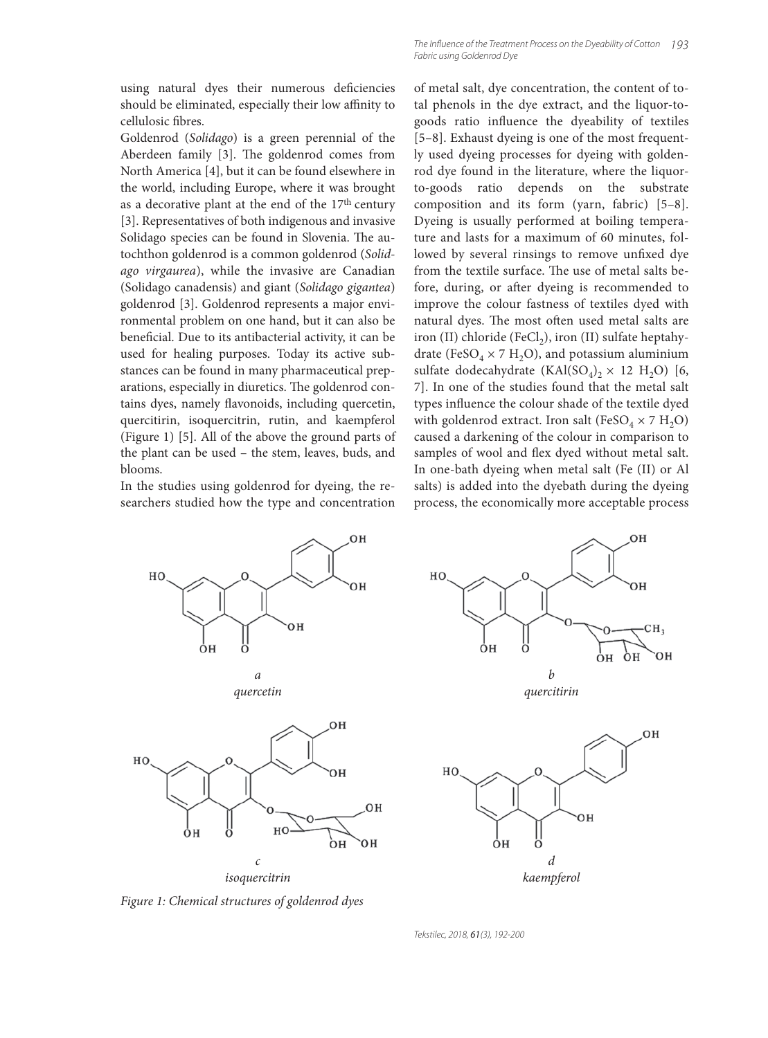using natural dyes their numerous deficiencies should be eliminated, especially their low affinity to cellulosic fibres.

Goldenrod (*Solidago*) is a green perennial of the Aberdeen family [3]. The goldenrod comes from North America [4], but it can be found elsewhere in the world, including Europe, where it was brought as a decorative plant at the end of the 17th century [3]. Representatives of both indigenous and invasive Solidago species can be found in Slovenia. The autochthon goldenrod is a common goldenrod (*Solidago virgaurea*), while the invasive are Canadian (Solidago canadensis) and giant (*Solidago gigantea*) goldenrod [3]. Goldenrod represents a major environmental problem on one hand, but it can also be beneficial. Due to its antibacterial activity, it can be used for healing purposes. Today its active substances can be found in many pharmaceutical preparations, especially in diuretics. The goldenrod contains dyes, namely flavonoids, including quercetin, quercitirin, isoquercitrin, rutin, and kaempferol (Figure 1) [5]. All of the above the ground parts of the plant can be used – the stem, leaves, buds, and blooms.

In the studies using goldenrod for dyeing, the researchers studied how the type and concentration of metal salt, dye concentration, the content of total phenols in the dye extract, and the liquor-to-goods ratio influence the dyeability of textiles [5–8]. Exhaust dyeing is one of the most frequently used dyeing processes for dyeing with goldenrod dye found in the literature, where the liquor-to-goods ratio depends on the substrate composition and its form (yarn, fabric) [5–8]. Dyeing is usually performed at boiling temperature and lasts for a maximum of 60 minutes, followed by several rinsings to remove unfixed dye from the textile surface. The use of metal salts before, during, or after dyeing is recommended to improve the colour fastness of textiles dyed with natural dyes. The most often used metal salts are iron (II) chloride ($FeCl_2$), iron (II) sulfate heptahydrate ($FeSO_4 \times 7\ H_2O$), and potassium aluminium sulfate dodecahydrate ($KAl(SO_4)_2 \times 12\ H_2O$) [6, 7]. In one of the studies found that the metal salt types influence the colour shade of the textile dyed with goldenrod extract. Iron salt ($FeSO_4 \times 7\ H_2O$) caused a darkening of the colour in comparison to samples of wool and flex dyed without metal salt. In one-bath dyeing when metal salt (Fe (II) or Al salts) is added into the dyebath during the dyeing process, the economically more acceptable process

*a*
*quercetin*

*b*
*quercitirin*

*c*
*isoquercitrin*

*d*
*kaempferol*

*Figure 1: Chemical structures of goldenrod dyes*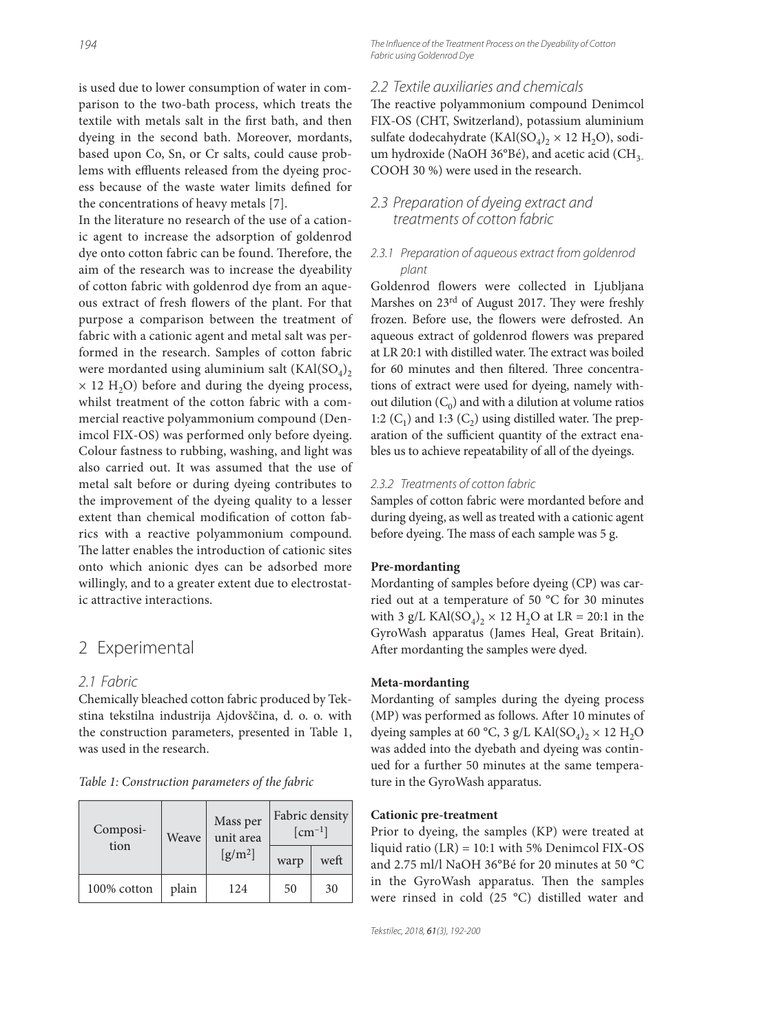is used due to lower consumption of water in comparison to the two-bath process, which treats the textile with metals salt in the first bath, and then dyeing in the second bath. Moreover, mordants, based upon Co, Sn, or Cr salts, could cause problems with effluents released from the dyeing process because of the waste water limits defined for the concentrations of heavy metals [7].

In the literature no research of the use of a cationic agent to increase the adsorption of goldenrod dye onto cotton fabric can be found. Therefore, the aim of the research was to increase the dyeability of cotton fabric with goldenrod dye from an aqueous extract of fresh flowers of the plant. For that purpose a comparison between the treatment of fabric with a cationic agent and metal salt was performed in the research. Samples of cotton fabric were mordanted using aluminium salt ($KAl(SO_4)_2 \times 12\ H_2O$) before and during the dyeing process, whilst treatment of the cotton fabric with a commercial reactive polyammonium compound (Denimcol FIX-OS) was performed only before dyeing. Colour fastness to rubbing, washing, and light was also carried out. It was assumed that the use of metal salt before or during dyeing contributes to the improvement of the dyeing quality to a lesser extent than chemical modification of cotton fabrics with a reactive polyammonium compound. The latter enables the introduction of cationic sites onto which anionic dyes can be adsorbed more willingly, and to a greater extent due to electrostatic attractive interactions.

## 2 Experimental

### 2.1 Fabric

Chemically bleached cotton fabric produced by Tekstina tekstilna industrija Ajdovščina, d. o. o. with the construction parameters, presented in Table 1, was used in the research.

*Table 1: Construction parameters of the fabric*

| Composition | Weave | Mass per unit area [g/m$^2$] | Fabric density [cm$^{-1}$] | |
|---|---|---|---|---|
| | | | warp | weft |
| 100% cotton | plain | 124 | 50 | 30 |

### 2.2 Textile auxiliaries and chemicals

The reactive polyammonium compound Denimcol FIX-OS (CHT, Switzerland), potassium aluminium sulfate dodecahydrate ($KAl(SO_4)_2 \times 12\ H_2O$), sodium hydroxide (NaOH 36°Bé), and acetic acid ($CH_3COOH$ 30 %) were used in the research.

### 2.3 Preparation of dyeing extract and treatments of cotton fabric

#### 2.3.1 Preparation of aqueous extract from goldenrod plant

Goldenrod flowers were collected in Ljubljana Marshes on 23rd of August 2017. They were freshly frozen. Before use, the flowers were defrosted. An aqueous extract of goldenrod flowers was prepared at LR 20:1 with distilled water. The extract was boiled for 60 minutes and then filtered. Three concentrations of extract were used for dyeing, namely without dilution ($C_0$) and with a dilution at volume ratios 1:2 ($C_1$) and 1:3 ($C_2$) using distilled water. The preparation of the sufficient quantity of the extract enables us to achieve repeatability of all of the dyeings.

#### 2.3.2 Treatments of cotton fabric

Samples of cotton fabric were mordanted before and during dyeing, as well as treated with a cationic agent before dyeing. The mass of each sample was 5 g.

**Pre-mordanting**

Mordanting of samples before dyeing (CP) was carried out at a temperature of 50 °C for 30 minutes with 3 g/L $KAl(SO_4)_2 \times 12\ H_2O$ at LR = 20:1 in the GyroWash apparatus (James Heal, Great Britain). After mordanting the samples were dyed.

**Meta-mordanting**

Mordanting of samples during the dyeing process (MP) was performed as follows. After 10 minutes of dyeing samples at 60 °C, 3 g/L $KAl(SO_4)_2 \times 12\ H_2O$ was added into the dyebath and dyeing was continued for a further 50 minutes at the same temperature in the GyroWash apparatus.

**Cationic pre-treatment**

Prior to dyeing, the samples (KP) were treated at liquid ratio (LR) = 10:1 with 5% Denimcol FIX-OS and 2.75 ml/l NaOH 36°Bé for 20 minutes at 50 °C in the GyroWash apparatus. Then the samples were rinsed in cold (25 °C) distilled water and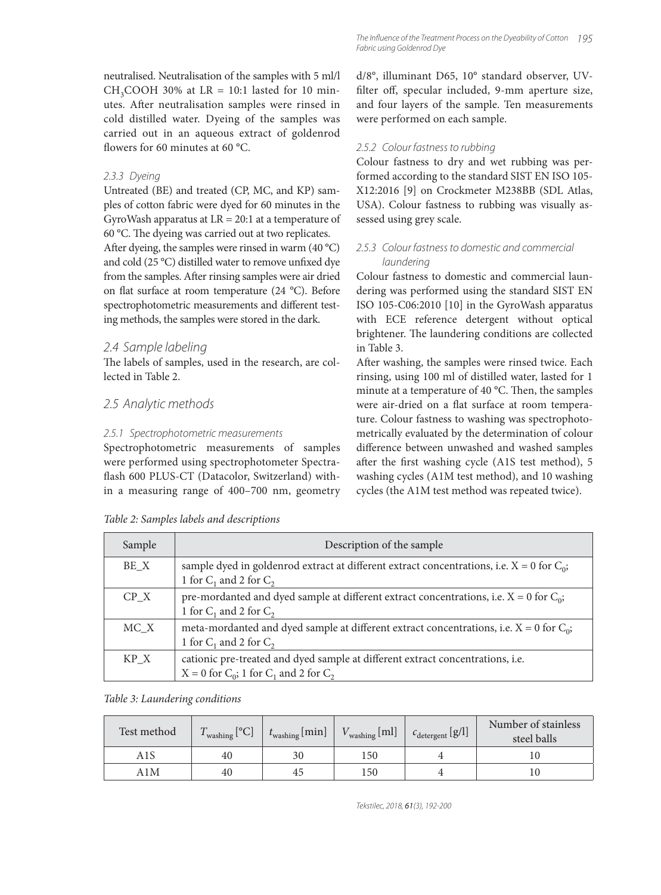neutralised. Neutralisation of the samples with 5 ml/l $CH_3COOH$ 30% at LR = 10:1 lasted for 10 minutes. After neutralisation samples were rinsed in cold distilled water. Dyeing of the samples was carried out in an aqueous extract of goldenrod flowers for 60 minutes at 60 °C.

#### *2.3.3 Dyeing*

Untreated (BE) and treated (CP, MC, and KP) samples of cotton fabric were dyed for 60 minutes in the GyroWash apparatus at LR = 20:1 at a temperature of 60 °C. The dyeing was carried out at two replicates.

After dyeing, the samples were rinsed in warm (40 °C) and cold (25 °C) distilled water to remove unfixed dye from the samples. After rinsing samples were air dried on flat surface at room temperature (24 °C). Before spectrophotometric measurements and different testing methods, the samples were stored in the dark.

### *2.4 Sample labeling*

The labels of samples, used in the research, are collected in Table 2.

### *2.5 Analytic methods*

#### *2.5.1 Spectrophotometric measurements*

Spectrophotometric measurements of samples were performed using spectrophotometer Spectraflash 600 PLUS-CT (Datacolor, Switzerland) within a measuring range of 400–700 nm, geometry d/8°, illuminant D65, 10° standard observer, UV-filter off, specular included, 9-mm aperture size, and four layers of the sample. Ten measurements were performed on each sample.

#### *2.5.2 Colour fastness to rubbing*

Colour fastness to dry and wet rubbing was performed according to the standard SIST EN ISO 105-X12:2016 [9] on Crockmeter M238BB (SDL Atlas, USA). Colour fastness to rubbing was visually assessed using grey scale.

#### *2.5.3 Colour fastness to domestic and commercial laundering*

Colour fastness to domestic and commercial laundering was performed using the standard SIST EN ISO 105-C06:2010 [10] in the GyroWash apparatus with ECE reference detergent without optical brightener. The laundering conditions are collected in Table 3.

After washing, the samples were rinsed twice. Each rinsing, using 100 ml of distilled water, lasted for 1 minute at a temperature of 40 °C. Then, the samples were air-dried on a flat surface at room temperature. Colour fastness to washing was spectrophotometrically evaluated by the determination of colour difference between unwashed and washed samples after the first washing cycle (A1S test method), 5 washing cycles (A1M test method), and 10 washing cycles (the A1M test method was repeated twice).

*Table 2: Samples labels and descriptions*

| Sample | Description of the sample |
|---|---|
| BE_X | sample dyed in goldenrod extract at different extract concentrations, i.e. X = 0 for $C_0$; 1 for $C_1$ and 2 for $C_2$ |
| CP_X | pre-mordanted and dyed sample at different extract concentrations, i.e. X = 0 for $C_0$; 1 for $C_1$ and 2 for $C_2$ |
| MC_X | meta-mordanted and dyed sample at different extract concentrations, i.e. X = 0 for $C_0$; 1 for $C_1$ and 2 for $C_2$ |
| KP_X | cationic pre-treated and dyed sample at different extract concentrations, i.e. X = 0 for $C_0$; 1 for $C_1$ and 2 for $C_2$ |

*Table 3: Laundering conditions*

| Test method | $T_{washing}$ [°C] | $t_{washing}$ [min] | $V_{washing}$ [ml] | $c_{detergent}$ [g/l] | Number of stainless steel balls |
|---|---|---|---|---|---|
| A1S | 40 | 30 | 150 | 4 | 10 |
| A1M | 40 | 45 | 150 | 4 | 10 |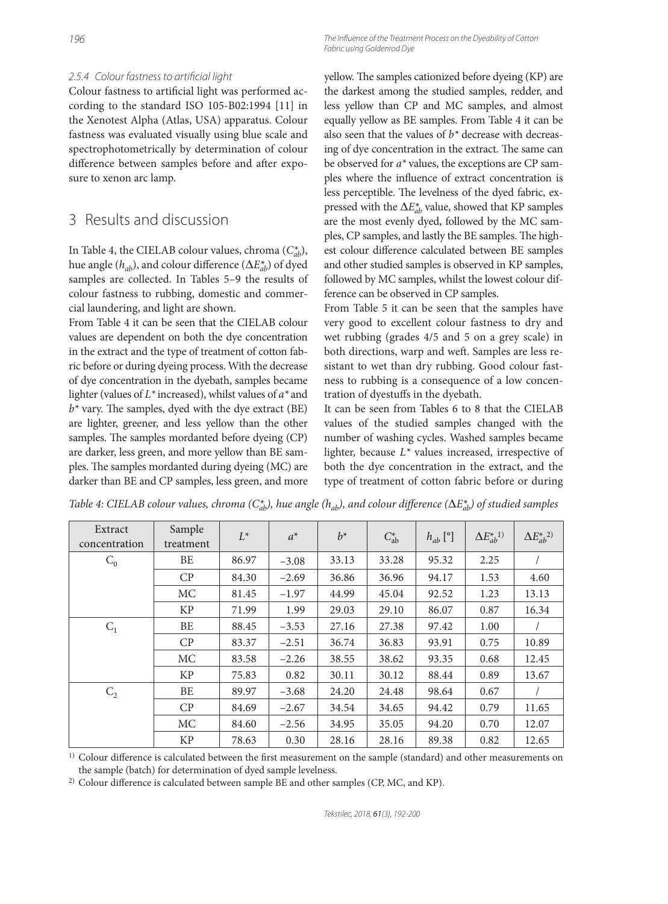### 2.5.4 Colour fastness to artificial light

Colour fastness to artificial light was performed according to the standard ISO 105-B02:1994 [11] in the Xenotest Alpha (Atlas, USA) apparatus. Colour fastness was evaluated visually using blue scale and spectrophotometrically by determination of colour difference between samples before and after exposure to xenon arc lamp.

## 3 Results and discussion

In Table 4, the CIELAB colour values, chroma ($C^*_{ab}$), hue angle ($h_{ab}$), and colour difference ($\Delta E^*_{ab}$) of dyed samples are collected. In Tables 5–9 the results of colour fastness to rubbing, domestic and commercial laundering, and light are shown.

From Table 4 it can be seen that the CIELAB colour values are dependent on both the dye concentration in the extract and the type of treatment of cotton fabric before or during dyeing process. With the decrease of dye concentration in the dyebath, samples became lighter (values of $L^*$ increased), whilst values of $a^*$ and $b^*$ vary. The samples, dyed with the dye extract (BE) are lighter, greener, and less yellow than the other samples. The samples mordanted before dyeing (CP) are darker, less green, and more yellow than BE samples. The samples mordanted during dyeing (MC) are darker than BE and CP samples, less green, and more yellow. The samples cationized before dyeing (KP) are the darkest among the studied samples, redder, and less yellow than CP and MC samples, and almost equally yellow as BE samples. From Table 4 it can be also seen that the values of $b^*$ decrease with decreasing of dye concentration in the extract. The same can be observed for $a^*$ values, the exceptions are CP samples where the influence of extract concentration is less perceptible. The levelness of the dyed fabric, expressed with the $\Delta E^*_{ab}$ value, showed that KP samples are the most evenly dyed, followed by the MC samples, CP samples, and lastly the BE samples. The highest colour difference calculated between BE samples and other studied samples is observed in KP samples, followed by MC samples, whilst the lowest colour difference can be observed in CP samples.

From Table 5 it can be seen that the samples have very good to excellent colour fastness to dry and wet rubbing (grades 4/5 and 5 on a grey scale) in both directions, warp and weft. Samples are less resistant to wet than dry rubbing. Good colour fastness to rubbing is a consequence of a low concentration of dyestuffs in the dyebath.

It can be seen from Tables 6 to 8 that the CIELAB values of the studied samples changed with the number of washing cycles. Washed samples became lighter, because $L^*$ values increased, irrespective of both the dye concentration in the extract, and the type of treatment of cotton fabric before or during

*Table 4: CIELAB colour values, chroma ($C^*_{ab}$), hue angle ($h_{ab}$), and colour difference ($\Delta E^*_{ab}$) of studied samples*

| Extract concentration | Sample treatment | $L^*$ | $a^*$ | $b^*$ | $C^*_{ab}$ | $h_{ab}$ [°] | $\Delta E^*_{ab}$ 1) | $\Delta E^*_{ab}$ 2) |
|---|---|---|---|---|---|---|---|---|
| $C_0$ | BE | 86.97 | −3.08 | 33.13 | 33.28 | 95.32 | 2.25 | / |
| | CP | 84.30 | −2.69 | 36.86 | 36.96 | 94.17 | 1.53 | 4.60 |
| | MC | 81.45 | −1.97 | 44.99 | 45.04 | 92.52 | 1.23 | 13.13 |
| | KP | 71.99 | 1.99 | 29.03 | 29.10 | 86.07 | 0.87 | 16.34 |
| $C_1$ | BE | 88.45 | −3.53 | 27.16 | 27.38 | 97.42 | 1.00 | / |
| | CP | 83.37 | −2.51 | 36.74 | 36.83 | 93.91 | 0.75 | 10.89 |
| | MC | 83.58 | −2.26 | 38.55 | 38.62 | 93.35 | 0.68 | 12.45 |
| | KP | 75.83 | 0.82 | 30.11 | 30.12 | 88.44 | 0.89 | 13.67 |
| $C_2$ | BE | 89.97 | −3.68 | 24.20 | 24.48 | 98.64 | 0.67 | / |
| | CP | 84.69 | −2.67 | 34.54 | 34.65 | 94.42 | 0.79 | 11.65 |
| | MC | 84.60 | −2.56 | 34.95 | 35.05 | 94.20 | 0.70 | 12.07 |
| | KP | 78.63 | 0.30 | 28.16 | 28.16 | 89.38 | 0.82 | 12.65 |

1) Colour difference is calculated between the first measurement on the sample (standard) and other measurements on the sample (batch) for determination of dyed sample levelness.

2) Colour difference is calculated between sample BE and other samples (CP, MC, and KP).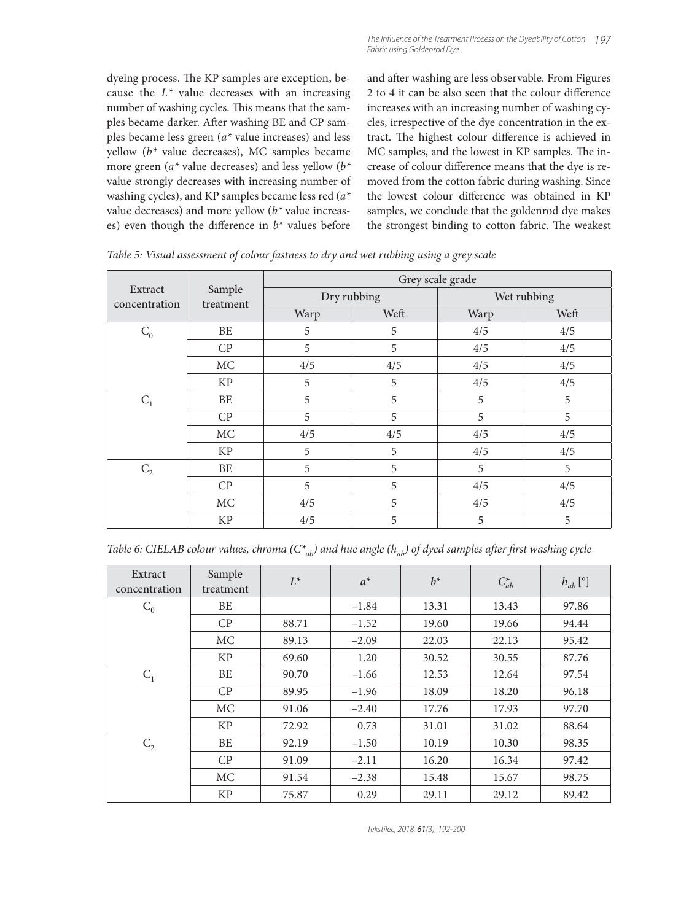dyeing process. The KP samples are exception, because the $L^*$ value decreases with an increasing number of washing cycles. This means that the samples became darker. After washing BE and CP samples became less green ($a^*$ value increases) and less yellow ($b^*$ value decreases), MC samples became more green ($a^*$ value decreases) and less yellow ($b^*$ value strongly decreases with increasing number of washing cycles), and KP samples became less red ($a^*$ value decreases) and more yellow ($b^*$ value increases) even though the difference in $b^*$ values before and after washing are less observable. From Figures 2 to 4 it can be also seen that the colour difference increases with an increasing number of washing cycles, irrespective of the dye concentration in the extract. The highest colour difference is achieved in MC samples, and the lowest in KP samples. The increase of colour difference means that the dye is removed from the cotton fabric during washing. Since the lowest colour difference was obtained in KP samples, we conclude that the goldenrod dye makes the strongest binding to cotton fabric. The weakest

*Table 5: Visual assessment of colour fastness to dry and wet rubbing using a grey scale*

| Extract concentration | Sample treatment | Grey scale grade | | | |
|---|---|---|---|---|---|
| | | Dry rubbing | | Wet rubbing | |
| | | Warp | Weft | Warp | Weft |
| $C_0$ | BE | 5 | 5 | 4/5 | 4/5 |
| | CP | 5 | 5 | 4/5 | 4/5 |
| | MC | 4/5 | 4/5 | 4/5 | 4/5 |
| | KP | 5 | 5 | 4/5 | 4/5 |
| $C_1$ | BE | 5 | 5 | 5 | 5 |
| | CP | 5 | 5 | 5 | 5 |
| | MC | 4/5 | 4/5 | 4/5 | 4/5 |
| | KP | 5 | 5 | 4/5 | 4/5 |
| $C_2$ | BE | 5 | 5 | 5 | 5 |
| | CP | 5 | 5 | 4/5 | 4/5 |
| | MC | 4/5 | 5 | 4/5 | 4/5 |
| | KP | 4/5 | 5 | 5 | 5 |

*Table 6: CIELAB colour values, chroma ($C^*_{ab}$) and hue angle ($h_{ab}$) of dyed samples after first washing cycle*

| Extract concentration | Sample treatment | $L^*$ | $a^*$ | $b^*$ | $C^*_{ab}$ | $h_{ab}$ [°] |
|---|---|---|---|---|---|---|
| $C_0$ | BE | | −1.84 | 13.31 | 13.43 | 97.86 |
| | CP | 88.71 | −1.52 | 19.60 | 19.66 | 94.44 |
| | MC | 89.13 | −2.09 | 22.03 | 22.13 | 95.42 |
| | KP | 69.60 | 1.20 | 30.52 | 30.55 | 87.76 |
| $C_1$ | BE | 90.70 | −1.66 | 12.53 | 12.64 | 97.54 |
| | CP | 89.95 | −1.96 | 18.09 | 18.20 | 96.18 |
| | MC | 91.06 | −2.40 | 17.76 | 17.93 | 97.70 |
| | KP | 72.92 | 0.73 | 31.01 | 31.02 | 88.64 |
| $C_2$ | BE | 92.19 | −1.50 | 10.19 | 10.30 | 98.35 |
| | CP | 91.09 | −2.11 | 16.20 | 16.34 | 97.42 |
| | MC | 91.54 | −2.38 | 15.48 | 15.67 | 98.75 |
| | KP | 75.87 | 0.29 | 29.11 | 29.12 | 89.42 |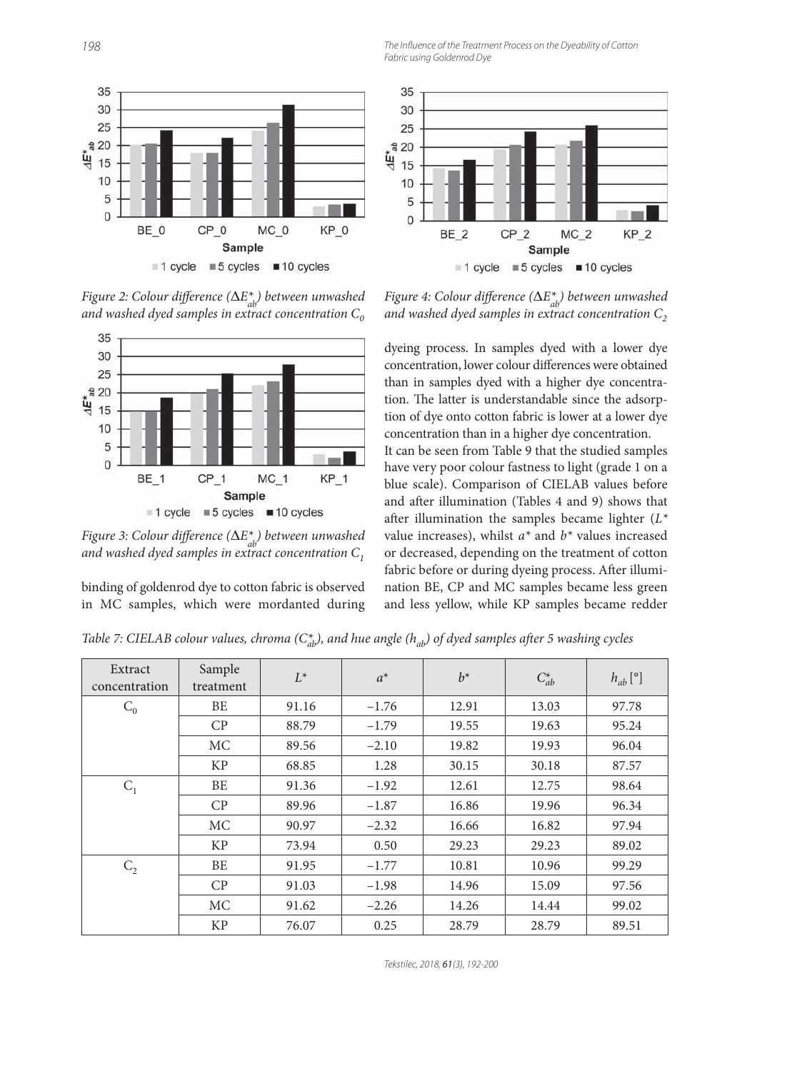35
30
25
20
15
10
5
0

$\Delta E^*_{ab}$

BE_0 CP_0 MC_0 KP_0

Sample

1 cycle 5 cycles 10 cycles

*Figure 2: Colour difference ($\Delta E^*_{ab}$) between unwashed and washed dyed samples in extract concentration $C_0$*

35
30
25
20
15
10
5
0

$\Delta E^*_{ab}$

BE_1 CP_1 MC_1 KP_1

Sample

1 cycle 5 cycles 10 cycles

*Figure 3: Colour difference ($\Delta E^*_{ab}$) between unwashed and washed dyed samples in extract concentration $C_1$*

binding of goldenrod dye to cotton fabric is observed in MC samples, which were mordanted during

35
30
25
20
15
10
5
0

$\Delta E^*_{ab}$

BE_2 CP_2 MC_2 KP_2

Sample

1 cycle 5 cycles 10 cycles

*Figure 4: Colour difference ($\Delta E^*_{ab}$) between unwashed and washed dyed samples in extract concentration $C_2$*

dyeing process. In samples dyed with a lower dye concentration, lower colour differences were obtained than in samples dyed with a higher dye concentration. The latter is understandable since the adsorption of dye onto cotton fabric is lower at a lower dye concentration than in a higher dye concentration.

It can be seen from Table 9 that the studied samples have very poor colour fastness to light (grade 1 on a blue scale). Comparison of CIELAB values before and after illumination (Tables 4 and 9) shows that after illumination the samples became lighter ($L^*$ value increases), whilst $a^*$ and $b^*$ values increased or decreased, depending on the treatment of cotton fabric before or during dyeing process. After illumination BE, CP and MC samples became less green and less yellow, while KP samples became redder

*Table 7: CIELAB colour values, chroma ($C^*_{ab}$), and hue angle ($h_{ab}$) of dyed samples after 5 washing cycles*

| Extract concentration | Sample treatment | $L^*$ | $a^*$ | $b^*$ | $C^*_{ab}$ | $h_{ab}$ [°] |
|---|---|---|---|---|---|---|
| $C_0$ | BE | 91.16 | −1.76 | 12.91 | 13.03 | 97.78 |
| | CP | 88.79 | −1.79 | 19.55 | 19.63 | 95.24 |
| | MC | 89.56 | −2.10 | 19.82 | 19.93 | 96.04 |
| | KP | 68.85 | 1.28 | 30.15 | 30.18 | 87.57 |
| $C_1$ | BE | 91.36 | −1.92 | 12.61 | 12.75 | 98.64 |
| | CP | 89.96 | −1.87 | 16.86 | 19.96 | 96.34 |
| | MC | 90.97 | −2.32 | 16.66 | 16.82 | 97.94 |
| | KP | 73.94 | 0.50 | 29.23 | 29.23 | 89.02 |
| $C_2$ | BE | 91.95 | −1.77 | 10.81 | 10.96 | 99.29 |
| | CP | 91.03 | −1.98 | 14.96 | 15.09 | 97.56 |
| | MC | 91.62 | −2.26 | 14.26 | 14.44 | 99.02 |
| | KP | 76.07 | 0.25 | 28.79 | 28.79 | 89.51 |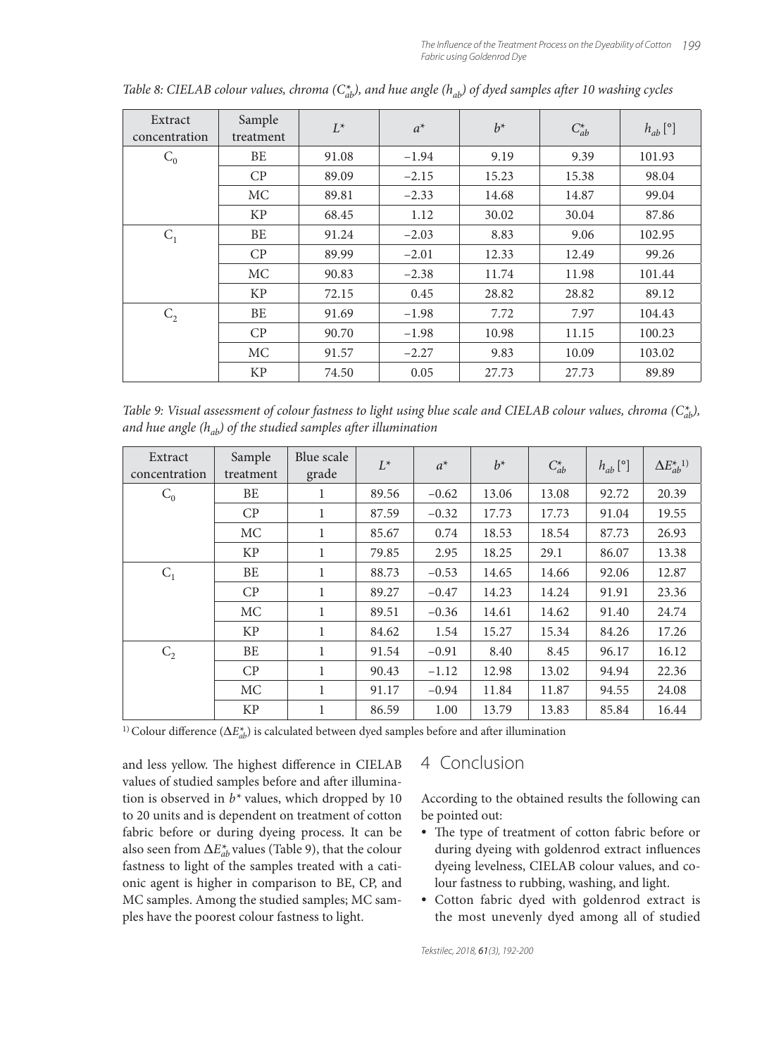*Table 8: CIELAB colour values, chroma ($C^*_{ab}$), and hue angle ($h_{ab}$) of dyed samples after 10 washing cycles*

| Extract concentration | Sample treatment | $L^*$ | $a^*$ | $b^*$ | $C^*_{ab}$ | $h_{ab}$ [°] |
|---|---|---|---|---|---|---|
| $C_0$ | BE | 91.08 | −1.94 | 9.19 | 9.39 | 101.93 |
| | CP | 89.09 | −2.15 | 15.23 | 15.38 | 98.04 |
| | MC | 89.81 | −2.33 | 14.68 | 14.87 | 99.04 |
| | KP | 68.45 | 1.12 | 30.02 | 30.04 | 87.86 |
| $C_1$ | BE | 91.24 | −2.03 | 8.83 | 9.06 | 102.95 |
| | CP | 89.99 | −2.01 | 12.33 | 12.49 | 99.26 |
| | MC | 90.83 | −2.38 | 11.74 | 11.98 | 101.44 |
| | KP | 72.15 | 0.45 | 28.82 | 28.82 | 89.12 |
| $C_2$ | BE | 91.69 | −1.98 | 7.72 | 7.97 | 104.43 |
| | CP | 90.70 | −1.98 | 10.98 | 11.15 | 100.23 |
| | MC | 91.57 | −2.27 | 9.83 | 10.09 | 103.02 |
| | KP | 74.50 | 0.05 | 27.73 | 27.73 | 89.89 |

*Table 9: Visual assessment of colour fastness to light using blue scale and CIELAB colour values, chroma ($C^*_{ab}$), and hue angle ($h_{ab}$) of the studied samples after illumination*

| Extract concentration | Sample treatment | Blue scale grade | $L^*$ | $a^*$ | $b^*$ | $C^*_{ab}$ | $h_{ab}$ [°] | $\Delta E^*_{ab}$ [1)] |
|---|---|---|---|---|---|---|---|---|
| $C_0$ | BE | 1 | 89.56 | −0.62 | 13.06 | 13.08 | 92.72 | 20.39 |
| | CP | 1 | 87.59 | −0.32 | 17.73 | 17.73 | 91.04 | 19.55 |
| | MC | 1 | 85.67 | 0.74 | 18.53 | 18.54 | 87.73 | 26.93 |
| | KP | 1 | 79.85 | 2.95 | 18.25 | 29.1 | 86.07 | 13.38 |
| $C_1$ | BE | 1 | 88.73 | −0.53 | 14.65 | 14.66 | 92.06 | 12.87 |
| | CP | 1 | 89.27 | −0.47 | 14.23 | 14.24 | 91.91 | 23.36 |
| | MC | 1 | 89.51 | −0.36 | 14.61 | 14.62 | 91.40 | 24.74 |
| | KP | 1 | 84.62 | 1.54 | 15.27 | 15.34 | 84.26 | 17.26 |
| $C_2$ | BE | 1 | 91.54 | −0.91 | 8.40 | 8.45 | 96.17 | 16.12 |
| | CP | 1 | 90.43 | −1.12 | 12.98 | 13.02 | 94.94 | 22.36 |
| | MC | 1 | 91.17 | −0.94 | 11.84 | 11.87 | 94.55 | 24.08 |
| | KP | 1 | 86.59 | 1.00 | 13.79 | 13.83 | 85.84 | 16.44 |

[1)] Colour difference ($\Delta E^*_{ab}$) is calculated between dyed samples before and after illumination

and less yellow. The highest difference in CIELAB values of studied samples before and after illumination is observed in $b^*$ values, which dropped by 10 to 20 units and is dependent on treatment of cotton fabric before or during dyeing process. It can be also seen from $\Delta E^*_{ab}$ values (Table 9), that the colour fastness to light of the samples treated with a cationic agent is higher in comparison to BE, CP, and MC samples. Among the studied samples; MC samples have the poorest colour fastness to light.

## 4 Conclusion

According to the obtained results the following can be pointed out:

- The type of treatment of cotton fabric before or during dyeing with goldenrod extract influences dyeing levelness, CIELAB colour values, and colour fastness to rubbing, washing, and light.
- Cotton fabric dyed with goldenrod extract is the most unevenly dyed among all of studied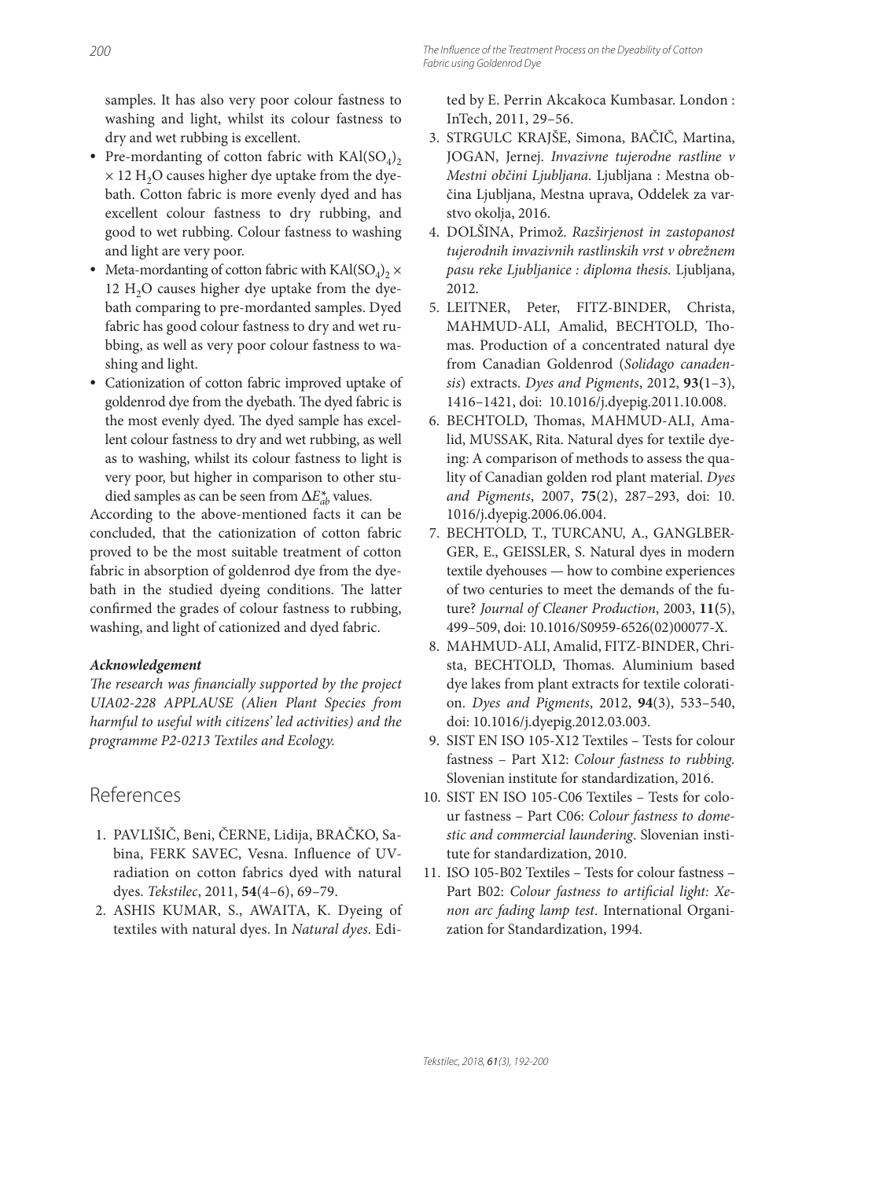samples. It has also very poor colour fastness to washing and light, whilst its colour fastness to dry and wet rubbing is excellent.

- Pre-mordanting of cotton fabric with $KAl(SO_4)_2 \times 12\ H_2O$ causes higher dye uptake from the dyebath. Cotton fabric is more evenly dyed and has excellent colour fastness to dry rubbing, and good to wet rubbing. Colour fastness to washing and light are very poor.
- Meta-mordanting of cotton fabric with $KAl(SO_4)_2 \times 12\ H_2O$ causes higher dye uptake from the dyebath comparing to pre-mordanted samples. Dyed fabric has good colour fastness to dry and wet rubbing, as well as very poor colour fastness to washing and light.
- Cationization of cotton fabric improved uptake of goldenrod dye from the dyebath. The dyed fabric is the most evenly dyed. The dyed sample has excellent colour fastness to dry and wet rubbing, as well as to washing, whilst its colour fastness to light is very poor, but higher in comparison to other studied samples as can be seen from $\Delta E^*_{ab}$ values.

According to the above-mentioned facts it can be concluded, that the cationization of cotton fabric proved to be the most suitable treatment of cotton fabric in absorption of goldenrod dye from the dyebath in the studied dyeing conditions. The latter confirmed the grades of colour fastness to rubbing, washing, and light of cationized and dyed fabric.

***Acknowledgement***

*The research was financially supported by the project UIA02-228 APPLAUSE (Alien Plant Species from harmful to useful with citizens' led activities) and the programme P2-0213 Textiles and Ecology.*

## References

1. PAVLIŠIČ, Beni, ČERNE, Lidija, BRAČKO, Sabina, FERK SAVEC, Vesna. Influence of UV-radiation on cotton fabrics dyed with natural dyes. *Tekstilec*, 2011, **54**(4–6), 69–79.
2. ASHIS KUMAR, S., AWAITA, K. Dyeing of textiles with natural dyes. In *Natural dyes*. Edited by E. Perrin Akcakoca Kumbasar. London : InTech, 2011, 29–56.
3. STRGULC KRAJŠE, Simona, BAČIČ, Martina, JOGAN, Jernej. *Invazivne tujerodne rastline v Mestni občini Ljubljana*. Ljubljana : Mestna občina Ljubljana, Mestna uprava, Oddelek za varstvo okolja, 2016.
4. DOLŠINA, Primož. *Razširjenost in zastopanost tujerodnih invazivnih rastlinskih vrst v obrežnem pasu reke Ljubljanice : diploma thesis*. Ljubljana, 2012.
5. LEITNER, Peter, FITZ-BINDER, Christa, MAHMUD-ALI, Amalid, BECHTOLD, Thomas. Production of a concentrated natural dye from Canadian Goldenrod (*Solidago canadensis*) extracts. *Dyes and Pigments*, 2012, **93**(1–3), 1416–1421, doi: 10.1016/j.dyepig.2011.10.008.
6. BECHTOLD, Thomas, MAHMUD-ALI, Amalid, MUSSAK, Rita. Natural dyes for textile dyeing: A comparison of methods to assess the quality of Canadian golden rod plant material. *Dyes and Pigments*, 2007, **75**(2), 287–293, doi: 10.1016/j.dyepig.2006.06.004.
7. BECHTOLD, T., TURCANU, A., GANGLBERGER, E., GEISSLER, S. Natural dyes in modern textile dyehouses — how to combine experiences of two centuries to meet the demands of the future? *Journal of Cleaner Production*, 2003, **11**(5), 499–509, doi: 10.1016/S0959-6526(02)00077-X.
8. MAHMUD-ALI, Amalid, FITZ-BINDER, Christa, BECHTOLD, Thomas. Aluminium based dye lakes from plant extracts for textile coloration. *Dyes and Pigments*, 2012, **94**(3), 533–540, doi: 10.1016/j.dyepig.2012.03.003.
9. SIST EN ISO 105-X12 Textiles – Tests for colour fastness – Part X12: *Colour fastness to rubbing*. Slovenian institute for standardization, 2016.
10. SIST EN ISO 105-C06 Textiles – Tests for colour fastness – Part C06: *Colour fastness to domestic and commercial laundering*. Slovenian institute for standardization, 2010.
11. ISO 105-B02 Textiles – Tests for colour fastness – Part B02: *Colour fastness to artificial light: Xenon arc fading lamp test*. International Organization for Standardization, 1994.